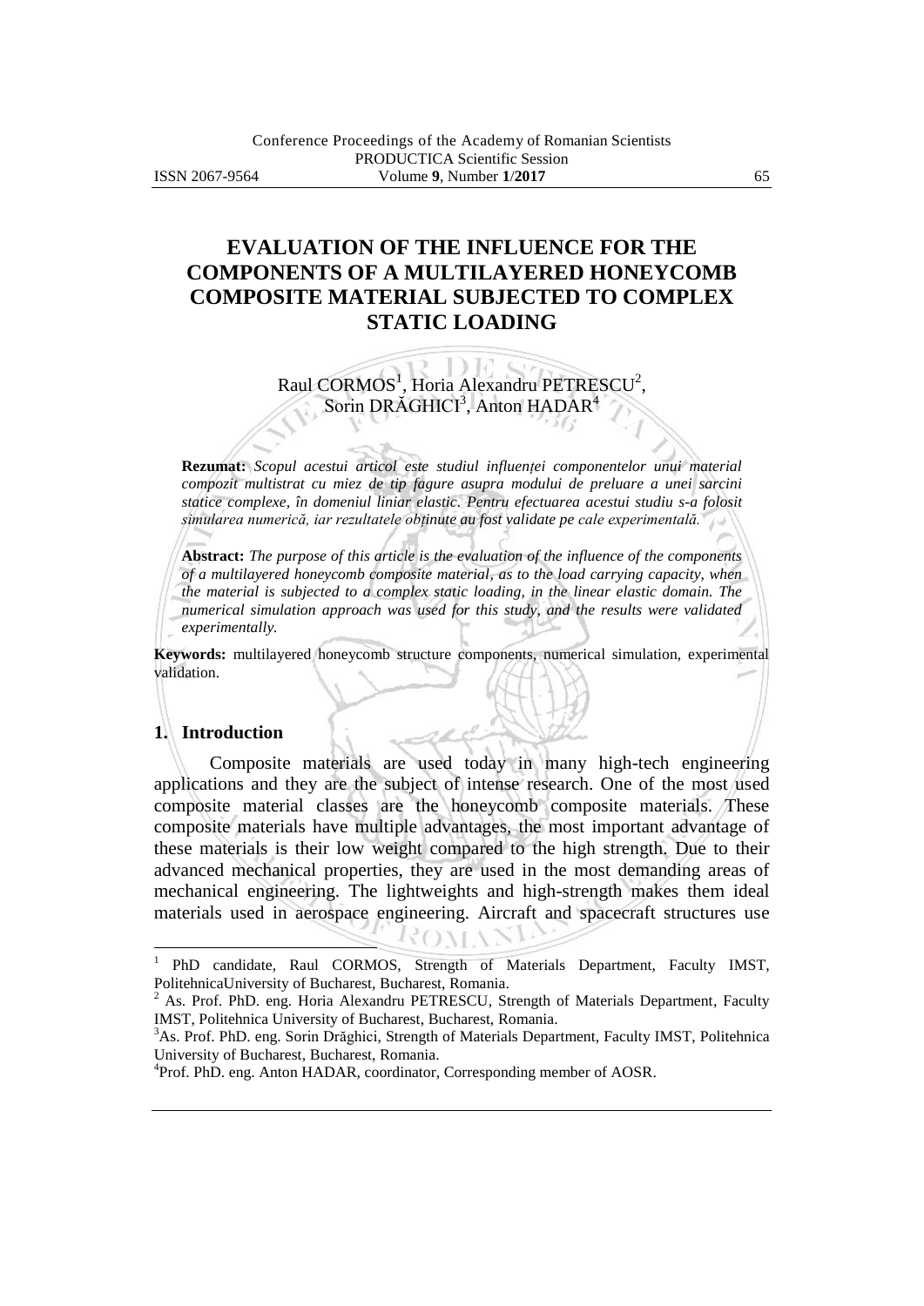# EVALUATION OF THE INFLUENCE FOR THE COMPONENTS OF A MULTILAYERED HONEYCOMB COMPOSITE MATERIAL SUBJECTED TO COMPLEX STATIC LOADING

Raul CORMOS[1], Horia Alexandru PETRESCU[2], Sorin DRĂGHICI[3], Anton HADAR[4]

**Rezumat:** *Scopul acestui articol este studiul influenței componentelor unui material compozit multistrat cu miez de tip fagure asupra modului de preluare a unei sarcini statice complexe, în domeniul liniar elastic. Pentru efectuarea acestui studiu s-a folosit simularea numerică, iar rezultatele obținute au fost validate pe cale experimentală.*

**Abstract:** *The purpose of this article is the evaluation of the influence of the components of a multilayered honeycomb composite material, as to the load carrying capacity, when the material is subjected to a complex static loading, in the linear elastic domain. The numerical simulation approach was used for this study, and the results were validated experimentally.*

**Keywords:** multilayered honeycomb structure components, numerical simulation, experimental validation.

## 1. Introduction

Composite materials are used today in many high-tech engineering applications and they are the subject of intense research. One of the most used composite material classes are the honeycomb composite materials. These composite materials have multiple advantages, the most important advantage of these materials is their low weight compared to the high strength. Due to their advanced mechanical properties, they are used in the most demanding areas of mechanical engineering. The lightweights and high-strength makes them ideal materials used in aerospace engineering. Aircraft and spacecraft structures use

---

[1] PhD candidate, Raul CORMOS, Strength of Materials Department, Faculty IMST, PolitehnicaUniversity of Bucharest, Bucharest, Romania.

[2] As. Prof. PhD. eng. Horia Alexandru PETRESCU, Strength of Materials Department, Faculty IMST, Politehnica University of Bucharest, Bucharest, Romania.

[3] As. Prof. PhD. eng. Sorin Drăghici, Strength of Materials Department, Faculty IMST, Politehnica University of Bucharest, Bucharest, Romania.

[4] Prof. PhD. eng. Anton HADAR, coordinator, Corresponding member of AOSR.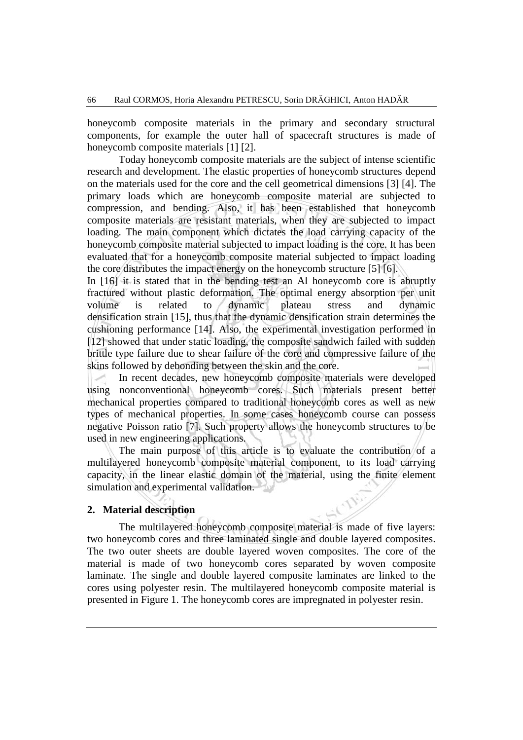honeycomb composite materials in the primary and secondary structural components, for example the outer hall of spacecraft structures is made of honeycomb composite materials [1] [2].

Today honeycomb composite materials are the subject of intense scientific research and development. The elastic properties of honeycomb structures depend on the materials used for the core and the cell geometrical dimensions [3] [4]. The primary loads which are honeycomb composite material are subjected to compression, and bending. Also, it has been established that honeycomb composite materials are resistant materials, when they are subjected to impact loading. The main component which dictates the load carrying capacity of the honeycomb composite material subjected to impact loading is the core. It has been evaluated that for a honeycomb composite material subjected to impact loading the core distributes the impact energy on the honeycomb structure [5] [6].

In [16] it is stated that in the bending test an Al honeycomb core is abruptly fractured without plastic deformation. The optimal energy absorption per unit volume is related to dynamic plateau stress and dynamic densification strain [15], thus that the dynamic densification strain determines the cushioning performance [14]. Also, the experimental investigation performed in [12] showed that under static loading, the composite sandwich failed with sudden brittle type failure due to shear failure of the core and compressive failure of the skins followed by debonding between the skin and the core.

In recent decades, new honeycomb composite materials were developed using nonconventional honeycomb cores. Such materials present better mechanical properties compared to traditional honeycomb cores as well as new types of mechanical properties. In some cases honeycomb course can possess negative Poisson ratio [7]. Such property allows the honeycomb structures to be used in new engineering applications.

The main purpose of this article is to evaluate the contribution of a multilayered honeycomb composite material component, to its load carrying capacity, in the linear elastic domain of the material, using the finite element simulation and experimental validation.

## 2. Material description

The multilayered honeycomb composite material is made of five layers: two honeycomb cores and three laminated single and double layered composites. The two outer sheets are double layered woven composites. The core of the material is made of two honeycomb cores separated by woven composite laminate. The single and double layered composite laminates are linked to the cores using polyester resin. The multilayered honeycomb composite material is presented in Figure 1. The honeycomb cores are impregnated in polyester resin.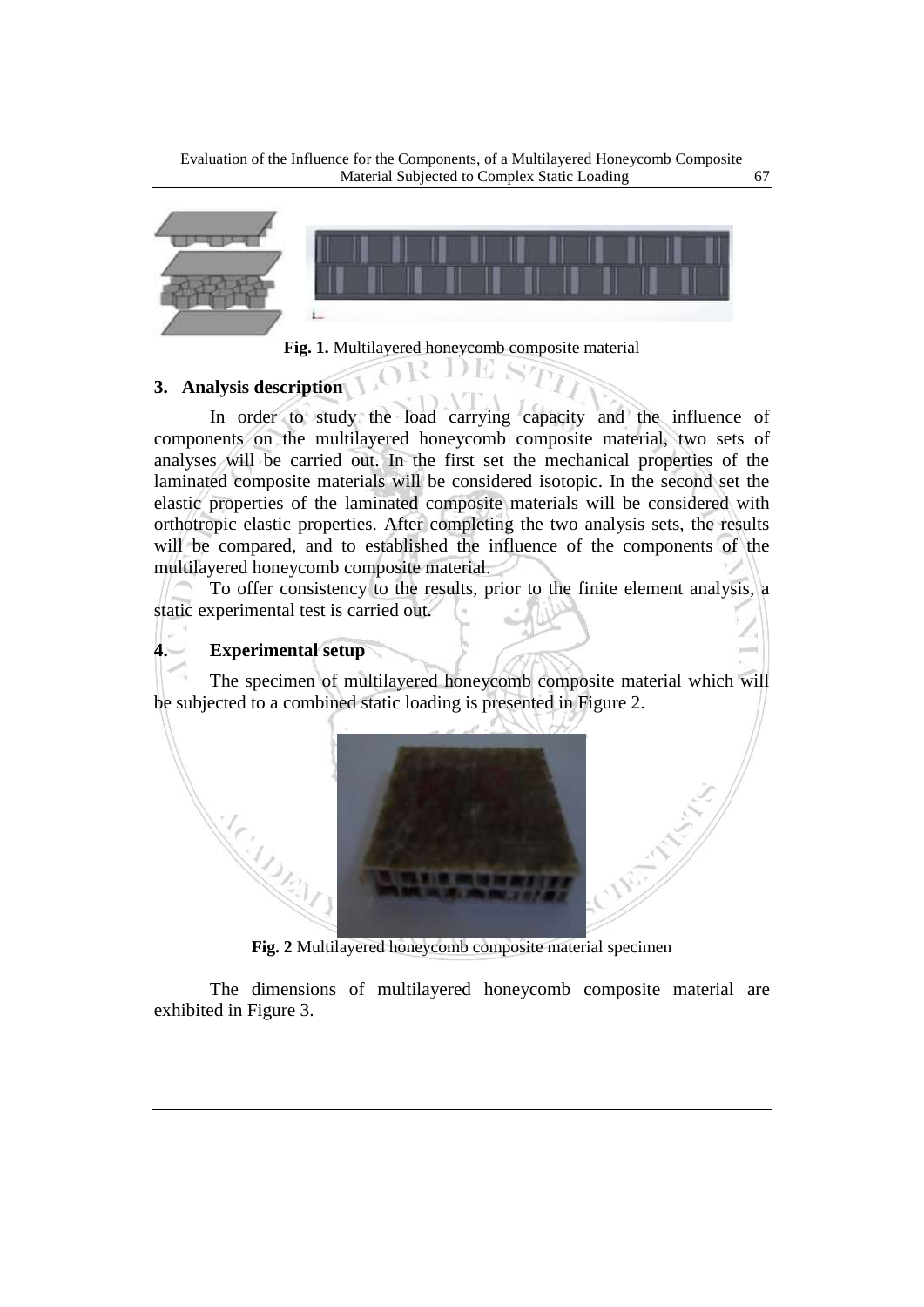**Fig. 1.** Multilayered honeycomb composite material

## 3. Analysis description

In order to study the load carrying capacity and the influence of components on the multilayered honeycomb composite material, two sets of analyses will be carried out. In the first set the mechanical properties of the laminated composite materials will be considered isotopic. In the second set the elastic properties of the laminated composite materials will be considered with orthotropic elastic properties. After completing the two analysis sets, the results will be compared, and to established the influence of the components of the multilayered honeycomb composite material.

To offer consistency to the results, prior to the finite element analysis, a static experimental test is carried out.

## 4. Experimental setup

The specimen of multilayered honeycomb composite material which will be subjected to a combined static loading is presented in Figure 2.

**Fig. 2** Multilayered honeycomb composite material specimen

The dimensions of multilayered honeycomb composite material are exhibited in Figure 3.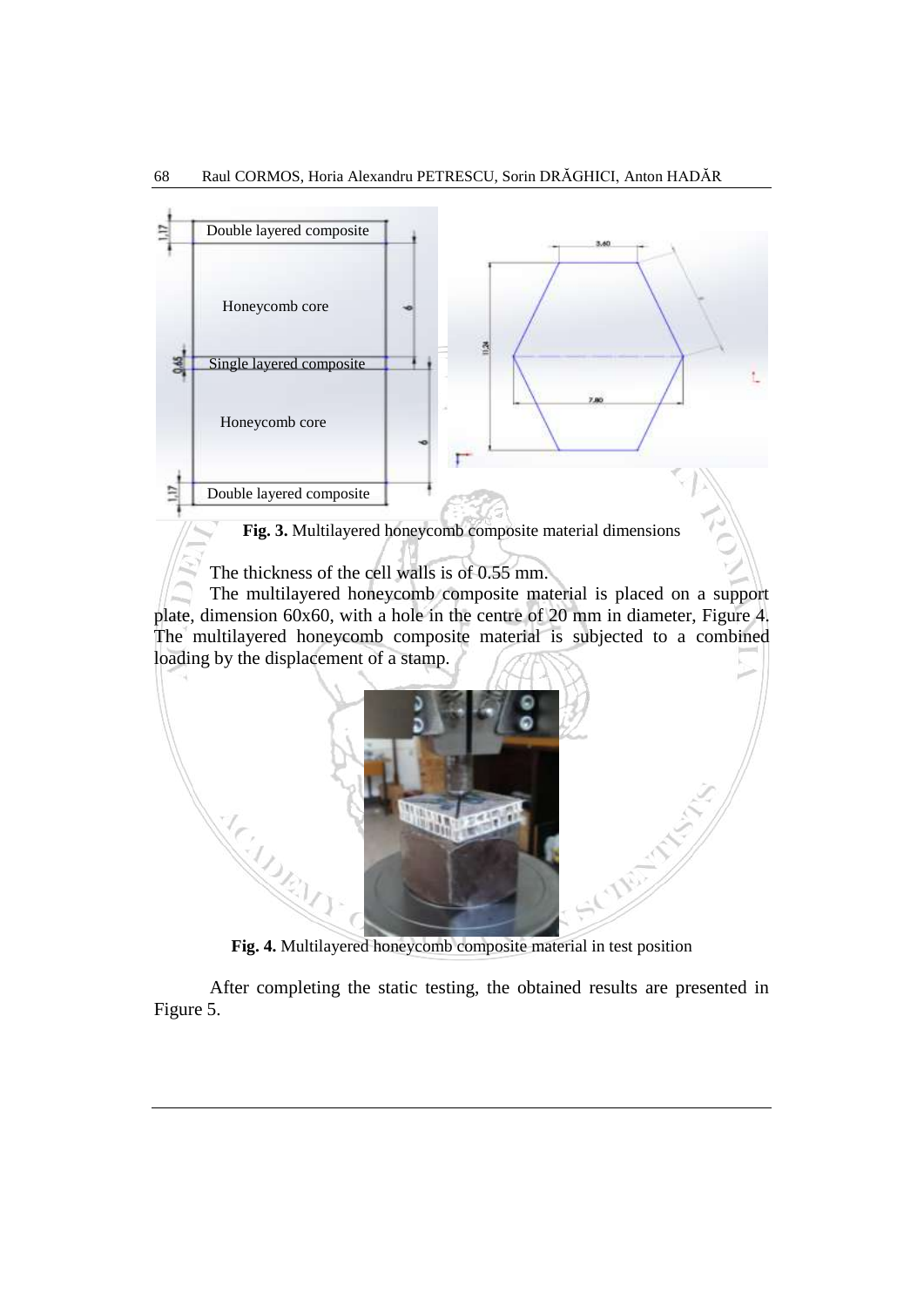**Fig. 3.** Multilayered honeycomb composite material dimensions

The thickness of the cell walls is of 0.55 mm.

The multilayered honeycomb composite material is placed on a support plate, dimension 60x60, with a hole in the centre of 20 mm in diameter, Figure 4. The multilayered honeycomb composite material is subjected to a combined loading by the displacement of a stamp.

**Fig. 4.** Multilayered honeycomb composite material in test position

After completing the static testing, the obtained results are presented in Figure 5.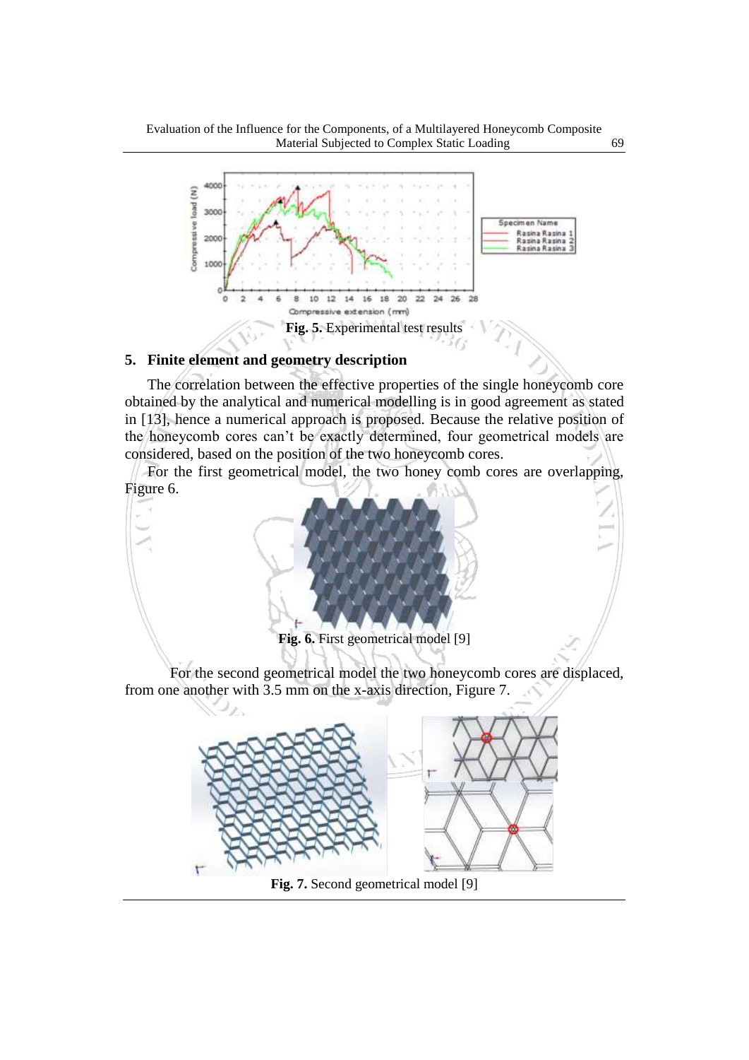Fig. 5. Experimental test results

## 5. Finite element and geometry description

The correlation between the effective properties of the single honeycomb core obtained by the analytical and numerical modelling is in good agreement as stated in [13], hence a numerical approach is proposed. Because the relative position of the honeycomb cores can't be exactly determined, four geometrical models are considered, based on the position of the two honeycomb cores.

For the first geometrical model, the two honey comb cores are overlapping, Figure 6.

**Fig. 6.** First geometrical model [9]

For the second geometrical model the two honeycomb cores are displaced, from one another with 3.5 mm on the x-axis direction, Figure 7.

**Fig. 7.** Second geometrical model [9]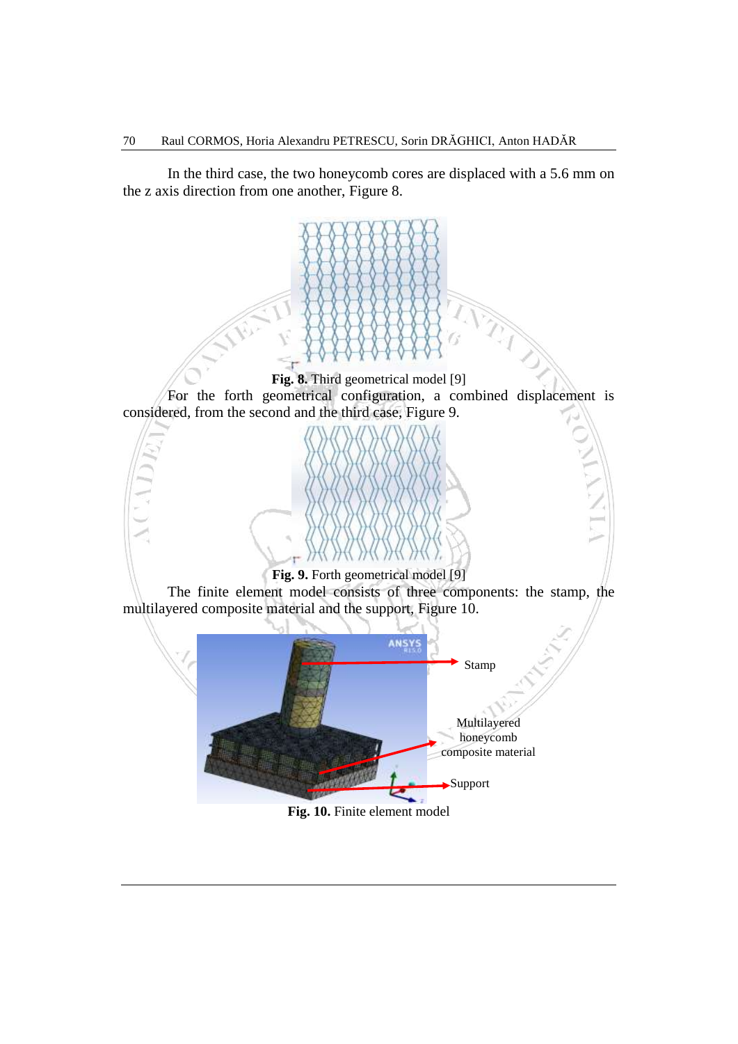In the third case, the two honeycomb cores are displaced with a 5.6 mm on the z axis direction from one another, Figure 8.

**Fig. 8.** Third geometrical model [9]

For the forth geometrical configuration, a combined displacement is considered, from the second and the third case, Figure 9.

**Fig. 9.** Forth geometrical model [9]

The finite element model consists of three components: the stamp, the multilayered composite material and the support, Figure 10.

**Fig. 10.** Finite element model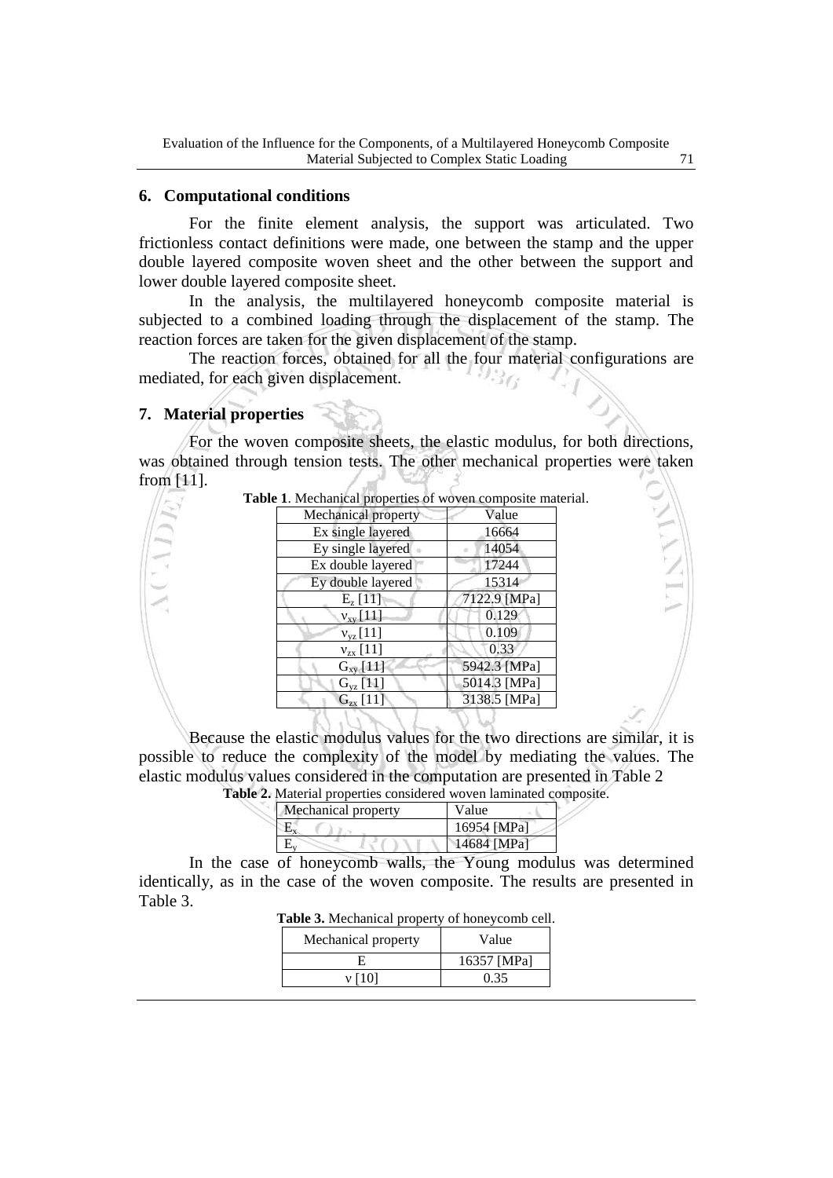## 6. Computational conditions

For the finite element analysis, the support was articulated. Two frictionless contact definitions were made, one between the stamp and the upper double layered composite woven sheet and the other between the support and lower double layered composite sheet.

In the analysis, the multilayered honeycomb composite material is subjected to a combined loading through the displacement of the stamp. The reaction forces are taken for the given displacement of the stamp.

The reaction forces, obtained for all the four material configurations are mediated, for each given displacement.

## 7. Material properties

For the woven composite sheets, the elastic modulus, for both directions, was obtained through tension tests. The other mechanical properties were taken from [11].

**Table 1**. Mechanical properties of woven composite material.

| Mechanical property | Value |
|---|---|
| Ex single layered | 16664 |
| Ey single layered | 14054 |
| Ex double layered | 17244 |
| Ey double layered | 15314 |
| $E_z$ [11] | 7122.9 [MPa] |
| $\nu_{xy}$ [11] | 0.129 |
| $\nu_{yz}$ [11] | 0.109 |
| $\nu_{zx}$ [11] | 0.33 |
| $G_{xy}$ [11] | 5942.3 [MPa] |
| $G_{yz}$ [11] | 5014.3 [MPa] |
| $G_{zx}$ [11] | 3138.5 [MPa] |

Because the elastic modulus values for the two directions are similar, it is possible to reduce the complexity of the model by mediating the values. The elastic modulus values considered in the computation are presented in Table 2

**Table 2.** Material properties considered woven laminated composite.

| Mechanical property | Value |
|---|---|
| $E_x$ | 16954 [MPa] |
| $E_y$ | 14684 [MPa] |

In the case of honeycomb walls, the Young modulus was determined identically, as in the case of the woven composite. The results are presented in Table 3.

**Table 3.** Mechanical property of honeycomb cell.

| Mechanical property | Value |
|---|---|
| E | 16357 [MPa] |
| $\nu$ [10] | 0.35 |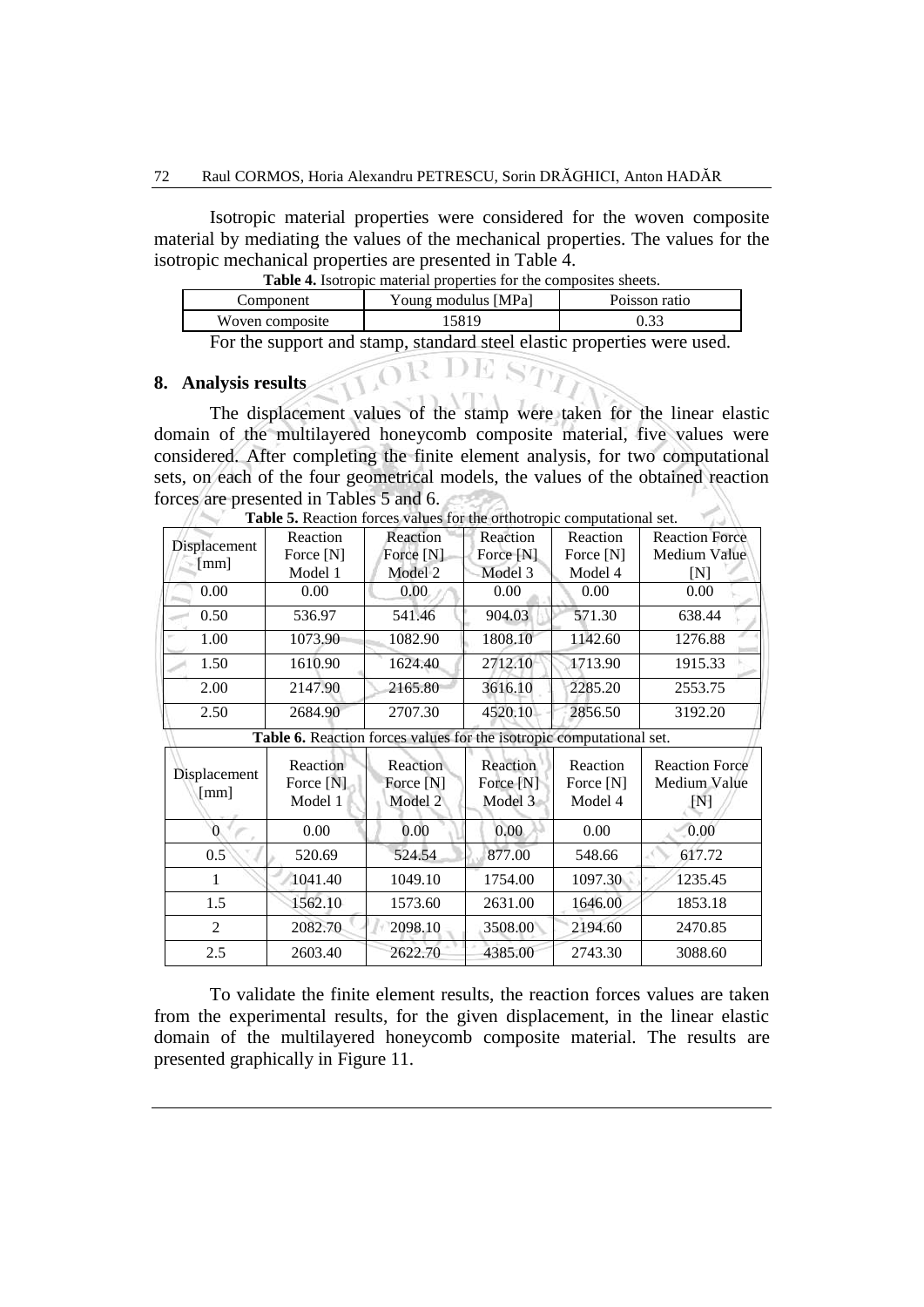Isotropic material properties were considered for the woven composite material by mediating the values of the mechanical properties. The values for the isotropic mechanical properties are presented in Table 4.

**Table 4.** Isotropic material properties for the composites sheets.

| Component | Young modulus [MPa] | Poisson ratio |
|---|---|---|
| Woven composite | 15819 | 0.33 |

For the support and stamp, standard steel elastic properties were used.

## 8. Analysis results

The displacement values of the stamp were taken for the linear elastic domain of the multilayered honeycomb composite material, five values were considered. After completing the finite element analysis, for two computational sets, on each of the four geometrical models, the values of the obtained reaction forces are presented in Tables 5 and 6.

**Table 5.** Reaction forces values for the orthotropic computational set.

| Displacement [mm] | Reaction Force [N] Model 1 | Reaction Force [N] Model 2 | Reaction Force [N] Model 3 | Reaction Force [N] Model 4 | Reaction Force Medium Value [N] |
|---|---|---|---|---|---|
| 0.00 | 0.00 | 0.00 | 0.00 | 0.00 | 0.00 |
| 0.50 | 536.97 | 541.46 | 904.03 | 571.30 | 638.44 |
| 1.00 | 1073.90 | 1082.90 | 1808.10 | 1142.60 | 1276.88 |
| 1.50 | 1610.90 | 1624.40 | 2712.10 | 1713.90 | 1915.33 |
| 2.00 | 2147.90 | 2165.80 | 3616.10 | 2285.20 | 2553.75 |
| 2.50 | 2684.90 | 2707.30 | 4520.10 | 2856.50 | 3192.20 |

**Table 6.** Reaction forces values for the isotropic computational set.

| Displacement [mm] | Reaction Force [N] Model 1 | Reaction Force [N] Model 2 | Reaction Force [N] Model 3 | Reaction Force [N] Model 4 | Reaction Force Medium Value [N] |
|---|---|---|---|---|---|
| 0 | 0.00 | 0.00 | 0.00 | 0.00 | 0.00 |
| 0.5 | 520.69 | 524.54 | 877.00 | 548.66 | 617.72 |
| 1 | 1041.40 | 1049.10 | 1754.00 | 1097.30 | 1235.45 |
| 1.5 | 1562.10 | 1573.60 | 2631.00 | 1646.00 | 1853.18 |
| 2 | 2082.70 | 2098.10 | 3508.00 | 2194.60 | 2470.85 |
| 2.5 | 2603.40 | 2622.70 | 4385.00 | 2743.30 | 3088.60 |

To validate the finite element results, the reaction forces values are taken from the experimental results, for the given displacement, in the linear elastic domain of the multilayered honeycomb composite material. The results are presented graphically in Figure 11.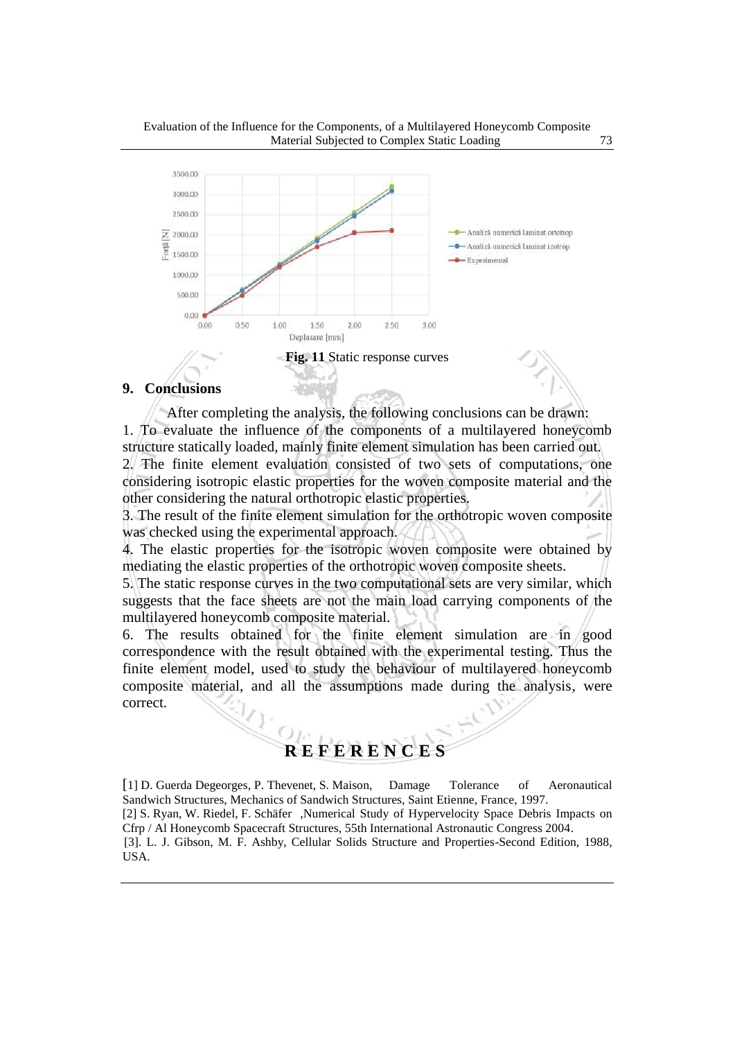Fig. 11 Static response curves

## 9. Conclusions

After completing the analysis, the following conclusions can be drawn:

1. To evaluate the influence of the components of a multilayered honeycomb structure statically loaded, mainly finite element simulation has been carried out.
2. The finite element evaluation consisted of two sets of computations, one considering isotropic elastic properties for the woven composite material and the other considering the natural orthotropic elastic properties.
3. The result of the finite element simulation for the orthotropic woven composite was checked using the experimental approach.
4. The elastic properties for the isotropic woven composite were obtained by mediating the elastic properties of the orthotropic woven composite sheets.
5. The static response curves in the two computational sets are very similar, which suggests that the face sheets are not the main load carrying components of the multilayered honeycomb composite material.
6. The results obtained for the finite element simulation are in good correspondence with the result obtained with the experimental testing. Thus the finite element model, used to study the behaviour of multilayered honeycomb composite material, and all the assumptions made during the analysis, were correct.

## REFERENCES

[1] D. Guerda Degeorges, P. Thevenet, S. Maison, Damage Tolerance of Aeronautical Sandwich Structures, Mechanics of Sandwich Structures, Saint Etienne, France, 1997.

[2] S. Ryan, W. Riedel, F. Schäfer ,Numerical Study of Hypervelocity Space Debris Impacts on Cfrp / Al Honeycomb Spacecraft Structures, 55th International Astronautic Congress 2004.

[3]. L. J. Gibson, M. F. Ashby, Cellular Solids Structure and Properties-Second Edition, 1988, USA.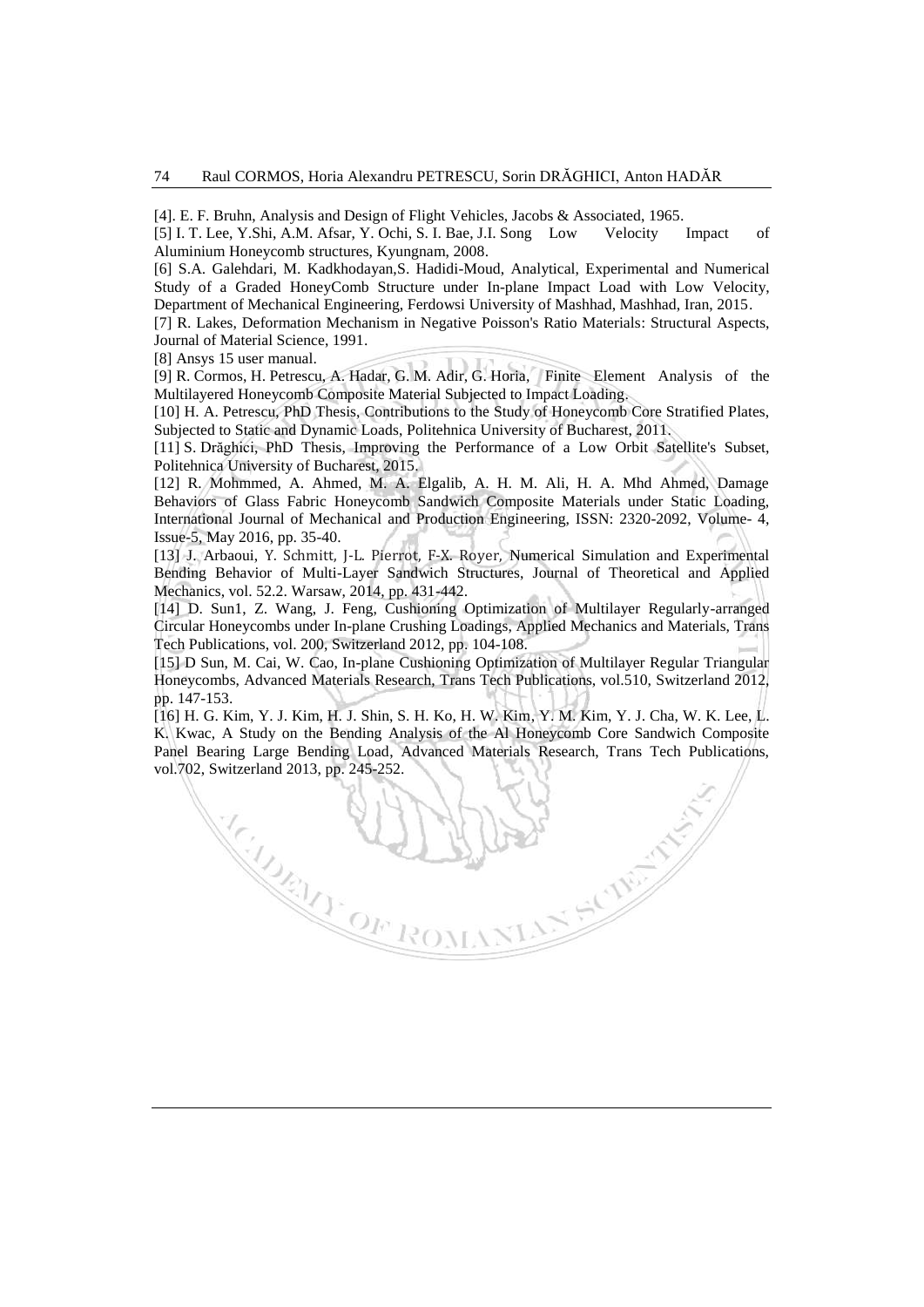[4]. E. F. Bruhn, Analysis and Design of Flight Vehicles, Jacobs & Associated, 1965.

[5] I. T. Lee, Y.Shi, A.M. Afsar, Y. Ochi, S. I. Bae, J.I. Song Low Velocity Impact of Aluminium Honeycomb structures, Kyungnam, 2008.

[6] S.A. Galehdari, M. Kadkhodayan,S. Hadidi-Moud, Analytical, Experimental and Numerical Study of a Graded HoneyComb Structure under In-plane Impact Load with Low Velocity, Department of Mechanical Engineering, Ferdowsi University of Mashhad, Mashhad, Iran, 2015.

[7] R. Lakes, Deformation Mechanism in Negative Poisson's Ratio Materials: Structural Aspects, Journal of Material Science, 1991.

[8] Ansys 15 user manual.

[9] R. Cormos, H. Petrescu, A. Hadar, G. M. Adir, G. Horia, Finite Element Analysis of the Multilayered Honeycomb Composite Material Subjected to Impact Loading.

[10] H. A. Petrescu, PhD Thesis, Contributions to the Study of Honeycomb Core Stratified Plates, Subjected to Static and Dynamic Loads, Politehnica University of Bucharest, 2011.

[11] S. Drăghici, PhD Thesis, Improving the Performance of a Low Orbit Satellite's Subset, Politehnica University of Bucharest, 2015.

[12] R. Mohmmed, A. Ahmed, M. A. Elgalib, A. H. M. Ali, H. A. Mhd Ahmed, Damage Behaviors of Glass Fabric Honeycomb Sandwich Composite Materials under Static Loading, International Journal of Mechanical and Production Engineering, ISSN: 2320-2092, Volume- 4, Issue-5, May 2016, pp. 35-40.

[13] J. Arbaoui, Y. Schmitt, J-L. Pierrot, F-X. Royer, Numerical Simulation and Experimental Bending Behavior of Multi-Layer Sandwich Structures, Journal of Theoretical and Applied Mechanics, vol. 52.2. Warsaw, 2014, pp. 431-442.

[14] D. Sun1, Z. Wang, J. Feng, Cushioning Optimization of Multilayer Regularly-arranged Circular Honeycombs under In-plane Crushing Loadings, Applied Mechanics and Materials, Trans Tech Publications, vol. 200, Switzerland 2012, pp. 104-108.

[15] D Sun, M. Cai, W. Cao, In-plane Cushioning Optimization of Multilayer Regular Triangular Honeycombs, Advanced Materials Research, Trans Tech Publications, vol.510, Switzerland 2012, pp. 147-153.

[16] H. G. Kim, Y. J. Kim, H. J. Shin, S. H. Ko, H. W. Kim, Y. M. Kim, Y. J. Cha, W. K. Lee, L. K. Kwac, A Study on the Bending Analysis of the Al Honeycomb Core Sandwich Composite Panel Bearing Large Bending Load, Advanced Materials Research, Trans Tech Publications, vol.702, Switzerland 2013, pp. 245-252.